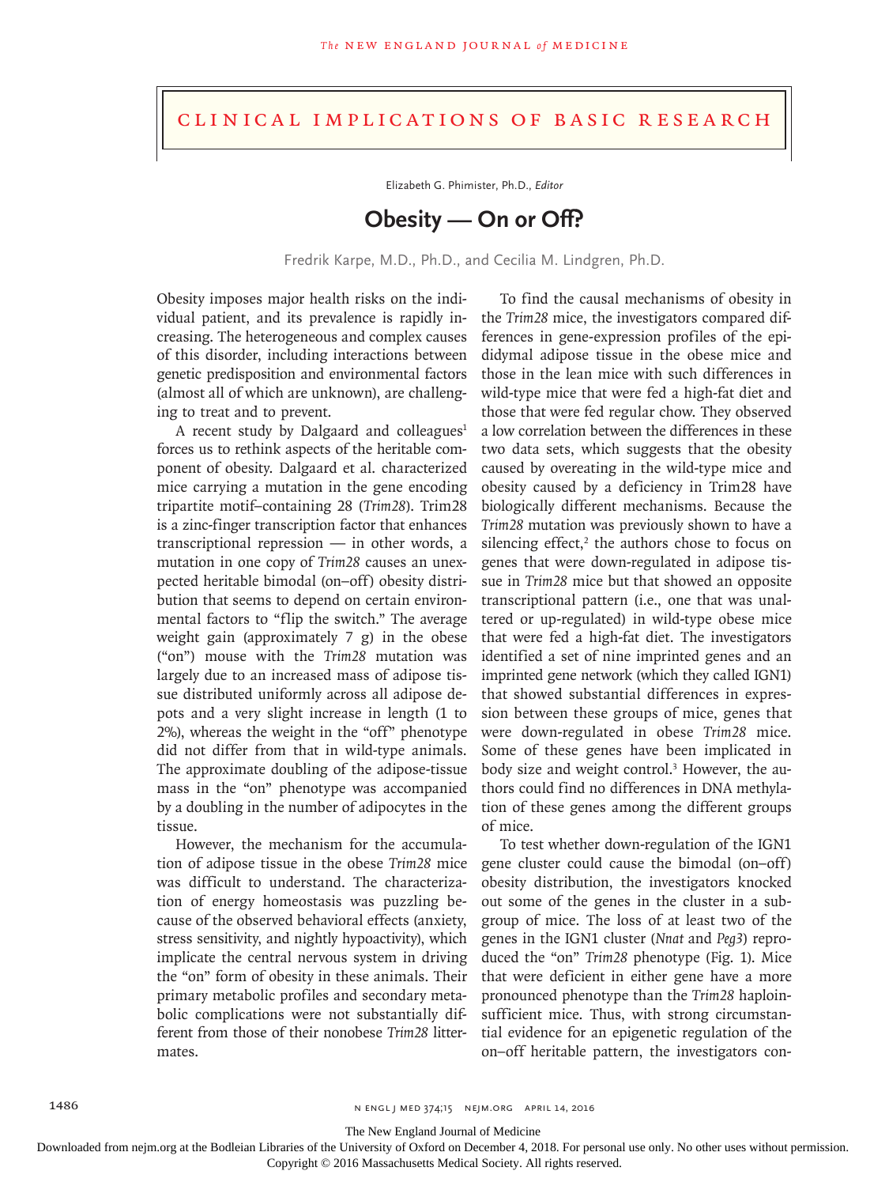# Clinical Implications of Basic Research

Elizabeth G. Phimister, Ph.D., *Editor*

## Obesity — On or Off?

Fredrik Karpe, M.D., Ph.D., and Cecilia M. Lindgren, Ph.D.

Obesity imposes major health risks on the individual patient, and its prevalence is rapidly increasing. The heterogeneous and complex causes of this disorder, including interactions between genetic predisposition and environmental factors (almost all of which are unknown), are challenging to treat and to prevent.

A recent study by Dalgaard and colleagues[1] forces us to rethink aspects of the heritable component of obesity. Dalgaard et al. characterized mice carrying a mutation in the gene encoding tripartite motif–containing 28 (*Trim28*). Trim28 is a zinc-finger transcription factor that enhances transcriptional repression — in other words, a mutation in one copy of *Trim28* causes an unexpected heritable bimodal (on–off) obesity distribution that seems to depend on certain environmental factors to "flip the switch." The average weight gain (approximately 7 g) in the obese ("on") mouse with the *Trim28* mutation was largely due to an increased mass of adipose tissue distributed uniformly across all adipose depots and a very slight increase in length (1 to 2%), whereas the weight in the "off" phenotype did not differ from that in wild-type animals. The approximate doubling of the adipose-tissue mass in the "on" phenotype was accompanied by a doubling in the number of adipocytes in the tissue.

However, the mechanism for the accumulation of adipose tissue in the obese *Trim28* mice was difficult to understand. The characterization of energy homeostasis was puzzling because of the observed behavioral effects (anxiety, stress sensitivity, and nightly hypoactivity), which implicate the central nervous system in driving the "on" form of obesity in these animals. Their primary metabolic profiles and secondary metabolic complications were not substantially different from those of their nonobese *Trim28* littermates.

To find the causal mechanisms of obesity in the *Trim28* mice, the investigators compared differences in gene-expression profiles of the epididymal adipose tissue in the obese mice and those in the lean mice with such differences in wild-type mice that were fed a high-fat diet and those that were fed regular chow. They observed a low correlation between the differences in these two data sets, which suggests that the obesity caused by overeating in the wild-type mice and obesity caused by a deficiency in Trim28 have biologically different mechanisms. Because the *Trim28* mutation was previously shown to have a silencing effect,[2] the authors chose to focus on genes that were down-regulated in adipose tissue in *Trim28* mice but that showed an opposite transcriptional pattern (i.e., one that was unaltered or up-regulated) in wild-type obese mice that were fed a high-fat diet. The investigators identified a set of nine imprinted genes and an imprinted gene network (which they called IGN1) that showed substantial differences in expression between these groups of mice, genes that were down-regulated in obese *Trim28* mice. Some of these genes have been implicated in body size and weight control.[3] However, the authors could find no differences in DNA methylation of these genes among the different groups of mice.

To test whether down-regulation of the IGN1 gene cluster could cause the bimodal (on–off) obesity distribution, the investigators knocked out some of the genes in the cluster in a subgroup of mice. The loss of at least two of the genes in the IGN1 cluster (*Nnat* and *Peg3*) reproduced the "on" *Trim28* phenotype (Fig. 1). Mice that were deficient in either gene have a more pronounced phenotype than the *Trim28* haploinsufficient mice. Thus, with strong circumstantial evidence for an epigenetic regulation of the on–off heritable pattern, the investigators con-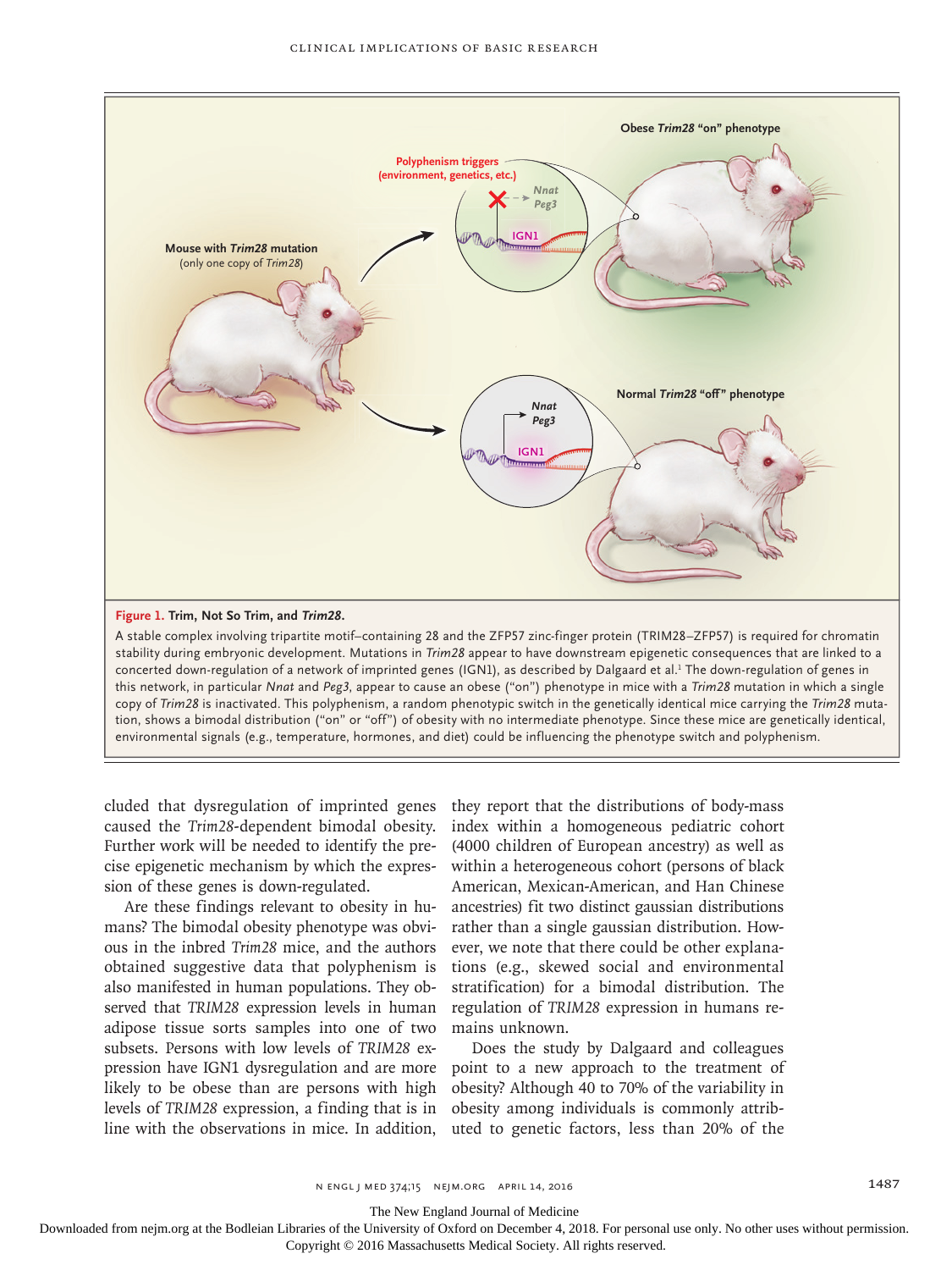**Figure 1. Trim, Not So Trim, and *Trim28*.**

A stable complex involving tripartite motif–containing 28 and the ZFP57 zinc-finger protein (TRIM28–ZFP57) is required for chromatin stability during embryonic development. Mutations in *Trim28* appear to have downstream epigenetic consequences that are linked to a concerted down-regulation of a network of imprinted genes (IGN1), as described by Dalgaard et al.[1] The down-regulation of genes in this network, in particular *Nnat* and *Peg3*, appear to cause an obese ("on") phenotype in mice with a *Trim28* mutation in which a single copy of *Trim28* is inactivated. This polyphenism, a random phenotypic switch in the genetically identical mice carrying the *Trim28* mutation, shows a bimodal distribution ("on" or "off") of obesity with no intermediate phenotype. Since these mice are genetically identical, environmental signals (e.g., temperature, hormones, and diet) could be influencing the phenotype switch and polyphenism.

cluded that dysregulation of imprinted genes caused the *Trim28*-dependent bimodal obesity. Further work will be needed to identify the precise epigenetic mechanism by which the expression of these genes is down-regulated.

Are these findings relevant to obesity in humans? The bimodal obesity phenotype was obvious in the inbred *Trim28* mice, and the authors obtained suggestive data that polyphenism is also manifested in human populations. They observed that *TRIM28* expression levels in human adipose tissue sorts samples into one of two subsets. Persons with low levels of *TRIM28* expression have IGN1 dysregulation and are more likely to be obese than are persons with high levels of *TRIM28* expression, a finding that is in line with the observations in mice. In addition, they report that the distributions of body-mass index within a homogeneous pediatric cohort (4000 children of European ancestry) as well as within a heterogeneous cohort (persons of black American, Mexican-American, and Han Chinese ancestries) fit two distinct gaussian distributions rather than a single gaussian distribution. However, we note that there could be other explanations (e.g., skewed social and environmental stratification) for a bimodal distribution. The regulation of *TRIM28* expression in humans remains unknown.

Does the study by Dalgaard and colleagues point to a new approach to the treatment of obesity? Although 40 to 70% of the variability in obesity among individuals is commonly attributed to genetic factors, less than 20% of the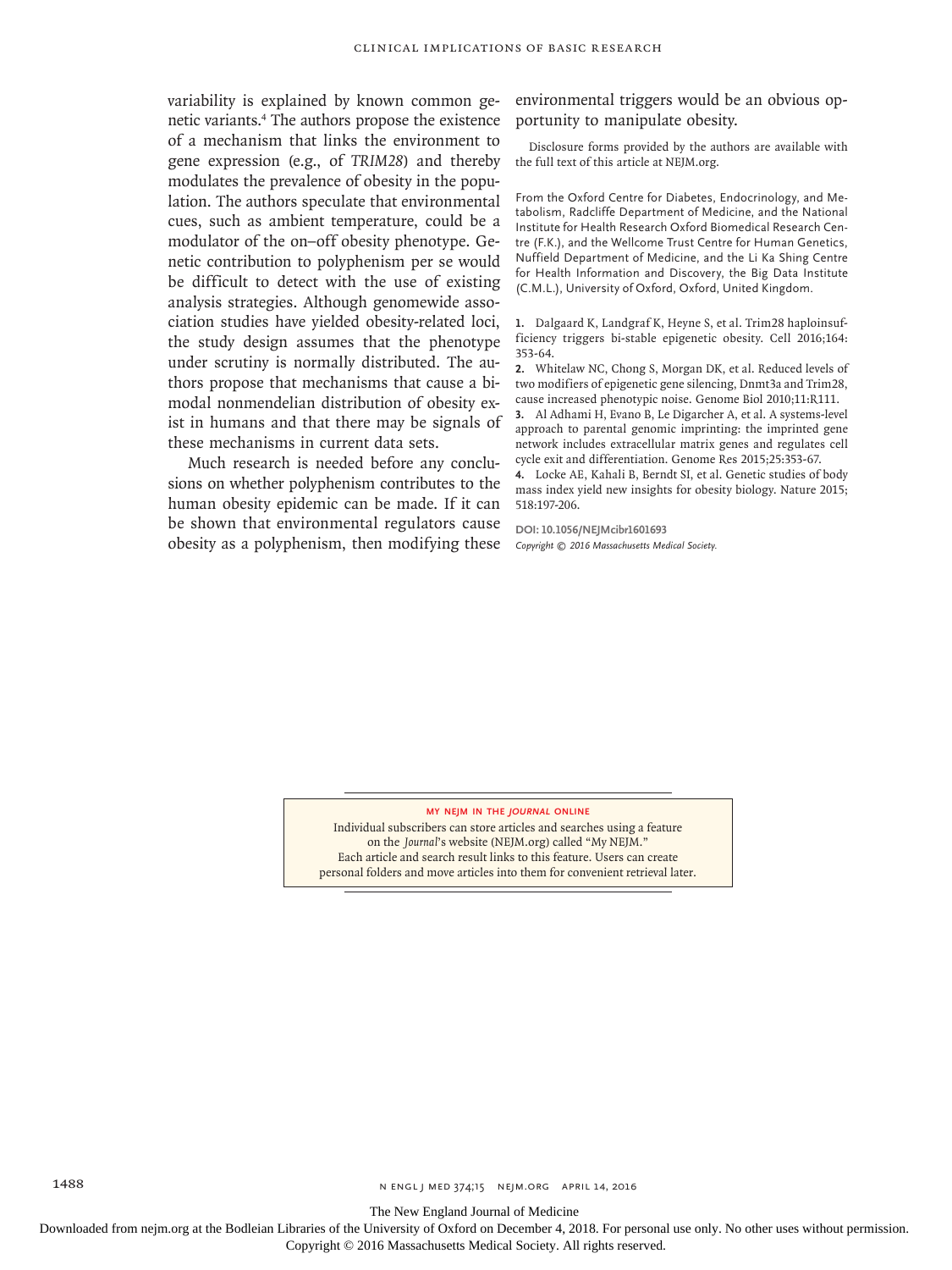variability is explained by known common genetic variants.[4] The authors propose the existence of a mechanism that links the environment to gene expression (e.g., of *TRIM28*) and thereby modulates the prevalence of obesity in the population. The authors speculate that environmental cues, such as ambient temperature, could be a modulator of the on–off obesity phenotype. Genetic contribution to polyphenism per se would be difficult to detect with the use of existing analysis strategies. Although genomewide association studies have yielded obesity-related loci, the study design assumes that the phenotype under scrutiny is normally distributed. The authors propose that mechanisms that cause a bimodal nonmendelian distribution of obesity exist in humans and that there may be signals of these mechanisms in current data sets.

Much research is needed before any conclusions on whether polyphenism contributes to the human obesity epidemic can be made. If it can be shown that environmental regulators cause obesity as a polyphenism, then modifying these environmental triggers would be an obvious opportunity to manipulate obesity.

Disclosure forms provided by the authors are available with the full text of this article at NEJM.org.

From the Oxford Centre for Diabetes, Endocrinology, and Metabolism, Radcliffe Department of Medicine, and the National Institute for Health Research Oxford Biomedical Research Centre (F.K.), and the Wellcome Trust Centre for Human Genetics, Nuffield Department of Medicine, and the Li Ka Shing Centre for Health Information and Discovery, the Big Data Institute (C.M.L.), University of Oxford, Oxford, United Kingdom.

1. Dalgaard K, Landgraf K, Heyne S, et al. Trim28 haploinsufficiency triggers bi-stable epigenetic obesity. Cell 2016;164:353-64.
2. Whitelaw NC, Chong S, Morgan DK, et al. Reduced levels of two modifiers of epigenetic gene silencing, Dnmt3a and Trim28, cause increased phenotypic noise. Genome Biol 2010;11:R111.
3. Al Adhami H, Evano B, Le Digarcher A, et al. A systems-level approach to parental genomic imprinting: the imprinted gene network includes extracellular matrix genes and regulates cell cycle exit and differentiation. Genome Res 2015;25:353-67.
4. Locke AE, Kahali B, Berndt SI, et al. Genetic studies of body mass index yield new insights for obesity biology. Nature 2015;518:197-206.

**DOI: 10.1056/NEJMcibr1601693**
*Copyright © 2016 Massachusetts Medical Society.*

**MY NEJM IN THE *JOURNAL* ONLINE**

Individual subscribers can store articles and searches using a feature on the *Journal*'s website (NEJM.org) called "My NEJM." Each article and search result links to this feature. Users can create personal folders and move articles into them for convenient retrieval later.